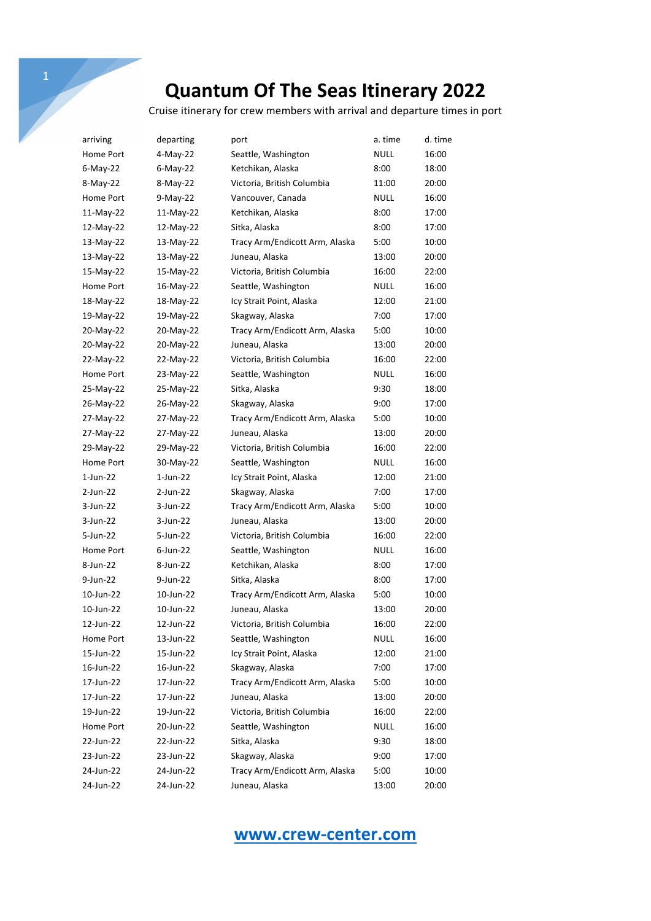# Quantum Of The Seas Itinerary 2022

Cruise itinerary for crew members with arrival and departure times in port

| arriving | departing | port | a. time | d. time |
|---|---|---|---|---|
| Home Port | 4-May-22 | Seattle, Washington | NULL | 16:00 |
| 6-May-22 | 6-May-22 | Ketchikan, Alaska | 8:00 | 18:00 |
| 8-May-22 | 8-May-22 | Victoria, British Columbia | 11:00 | 20:00 |
| Home Port | 9-May-22 | Vancouver, Canada | NULL | 16:00 |
| 11-May-22 | 11-May-22 | Ketchikan, Alaska | 8:00 | 17:00 |
| 12-May-22 | 12-May-22 | Sitka, Alaska | 8:00 | 17:00 |
| 13-May-22 | 13-May-22 | Tracy Arm/Endicott Arm, Alaska | 5:00 | 10:00 |
| 13-May-22 | 13-May-22 | Juneau, Alaska | 13:00 | 20:00 |
| 15-May-22 | 15-May-22 | Victoria, British Columbia | 16:00 | 22:00 |
| Home Port | 16-May-22 | Seattle, Washington | NULL | 16:00 |
| 18-May-22 | 18-May-22 | Icy Strait Point, Alaska | 12:00 | 21:00 |
| 19-May-22 | 19-May-22 | Skagway, Alaska | 7:00 | 17:00 |
| 20-May-22 | 20-May-22 | Tracy Arm/Endicott Arm, Alaska | 5:00 | 10:00 |
| 20-May-22 | 20-May-22 | Juneau, Alaska | 13:00 | 20:00 |
| 22-May-22 | 22-May-22 | Victoria, British Columbia | 16:00 | 22:00 |
| Home Port | 23-May-22 | Seattle, Washington | NULL | 16:00 |
| 25-May-22 | 25-May-22 | Sitka, Alaska | 9:30 | 18:00 |
| 26-May-22 | 26-May-22 | Skagway, Alaska | 9:00 | 17:00 |
| 27-May-22 | 27-May-22 | Tracy Arm/Endicott Arm, Alaska | 5:00 | 10:00 |
| 27-May-22 | 27-May-22 | Juneau, Alaska | 13:00 | 20:00 |
| 29-May-22 | 29-May-22 | Victoria, British Columbia | 16:00 | 22:00 |
| Home Port | 30-May-22 | Seattle, Washington | NULL | 16:00 |
| 1-Jun-22 | 1-Jun-22 | Icy Strait Point, Alaska | 12:00 | 21:00 |
| 2-Jun-22 | 2-Jun-22 | Skagway, Alaska | 7:00 | 17:00 |
| 3-Jun-22 | 3-Jun-22 | Tracy Arm/Endicott Arm, Alaska | 5:00 | 10:00 |
| 3-Jun-22 | 3-Jun-22 | Juneau, Alaska | 13:00 | 20:00 |
| 5-Jun-22 | 5-Jun-22 | Victoria, British Columbia | 16:00 | 22:00 |
| Home Port | 6-Jun-22 | Seattle, Washington | NULL | 16:00 |
| 8-Jun-22 | 8-Jun-22 | Ketchikan, Alaska | 8:00 | 17:00 |
| 9-Jun-22 | 9-Jun-22 | Sitka, Alaska | 8:00 | 17:00 |
| 10-Jun-22 | 10-Jun-22 | Tracy Arm/Endicott Arm, Alaska | 5:00 | 10:00 |
| 10-Jun-22 | 10-Jun-22 | Juneau, Alaska | 13:00 | 20:00 |
| 12-Jun-22 | 12-Jun-22 | Victoria, British Columbia | 16:00 | 22:00 |
| Home Port | 13-Jun-22 | Seattle, Washington | NULL | 16:00 |
| 15-Jun-22 | 15-Jun-22 | Icy Strait Point, Alaska | 12:00 | 21:00 |
| 16-Jun-22 | 16-Jun-22 | Skagway, Alaska | 7:00 | 17:00 |
| 17-Jun-22 | 17-Jun-22 | Tracy Arm/Endicott Arm, Alaska | 5:00 | 10:00 |
| 17-Jun-22 | 17-Jun-22 | Juneau, Alaska | 13:00 | 20:00 |
| 19-Jun-22 | 19-Jun-22 | Victoria, British Columbia | 16:00 | 22:00 |
| Home Port | 20-Jun-22 | Seattle, Washington | NULL | 16:00 |
| 22-Jun-22 | 22-Jun-22 | Sitka, Alaska | 9:30 | 18:00 |
| 23-Jun-22 | 23-Jun-22 | Skagway, Alaska | 9:00 | 17:00 |
| 24-Jun-22 | 24-Jun-22 | Tracy Arm/Endicott Arm, Alaska | 5:00 | 10:00 |
| 24-Jun-22 | 24-Jun-22 | Juneau, Alaska | 13:00 | 20:00 |

[www.crew-center.com](http://www.crew-center.com)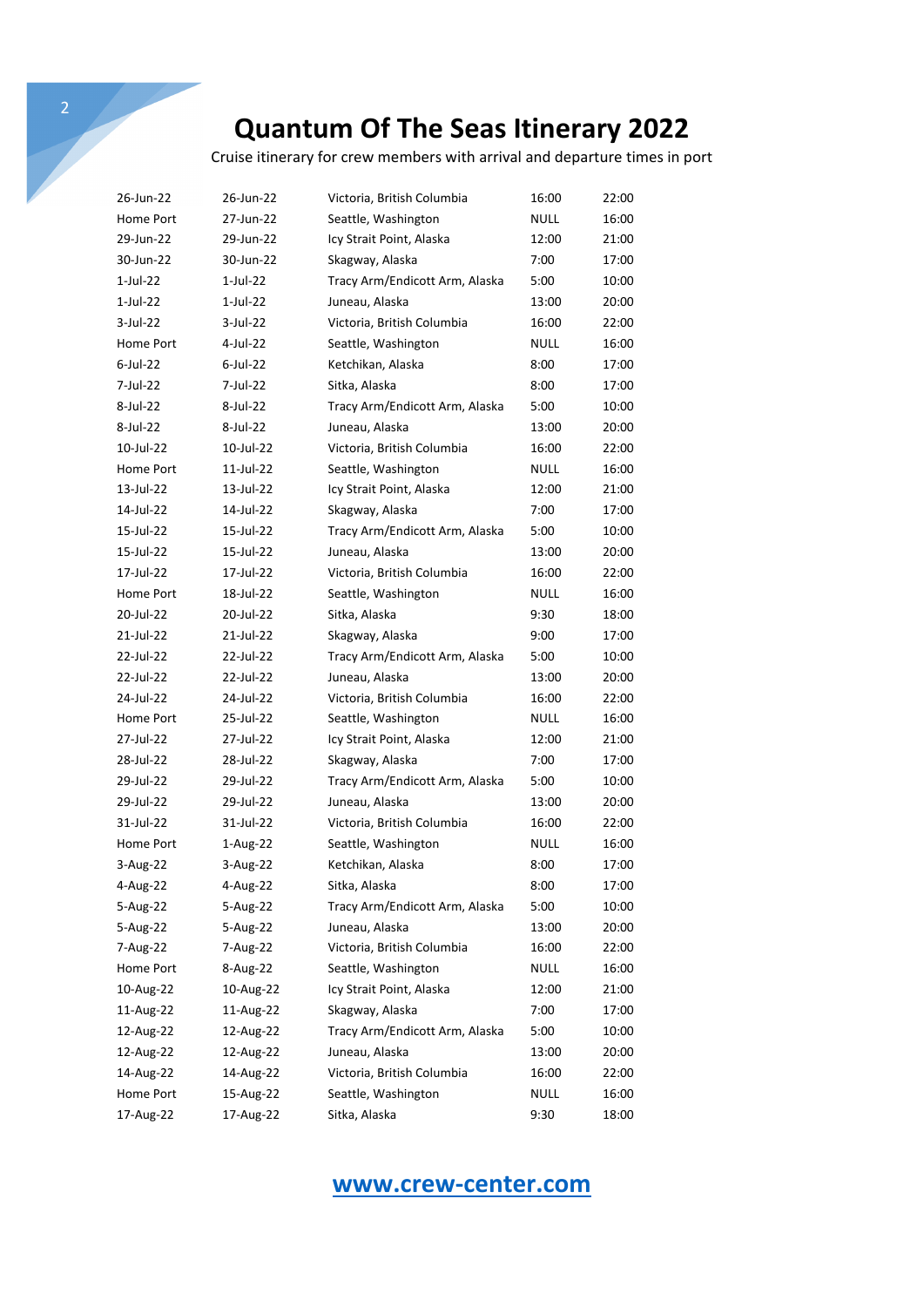# Quantum Of The Seas Itinerary 2022

Cruise itinerary for crew members with arrival and departure times in port

| | | | | |
|---|---|---|---|---|
| 26-Jun-22 | 26-Jun-22 | Victoria, British Columbia | 16:00 | 22:00 |
| Home Port | 27-Jun-22 | Seattle, Washington | NULL | 16:00 |
| 29-Jun-22 | 29-Jun-22 | Icy Strait Point, Alaska | 12:00 | 21:00 |
| 30-Jun-22 | 30-Jun-22 | Skagway, Alaska | 7:00 | 17:00 |
| 1-Jul-22 | 1-Jul-22 | Tracy Arm/Endicott Arm, Alaska | 5:00 | 10:00 |
| 1-Jul-22 | 1-Jul-22 | Juneau, Alaska | 13:00 | 20:00 |
| 3-Jul-22 | 3-Jul-22 | Victoria, British Columbia | 16:00 | 22:00 |
| Home Port | 4-Jul-22 | Seattle, Washington | NULL | 16:00 |
| 6-Jul-22 | 6-Jul-22 | Ketchikan, Alaska | 8:00 | 17:00 |
| 7-Jul-22 | 7-Jul-22 | Sitka, Alaska | 8:00 | 17:00 |
| 8-Jul-22 | 8-Jul-22 | Tracy Arm/Endicott Arm, Alaska | 5:00 | 10:00 |
| 8-Jul-22 | 8-Jul-22 | Juneau, Alaska | 13:00 | 20:00 |
| 10-Jul-22 | 10-Jul-22 | Victoria, British Columbia | 16:00 | 22:00 |
| Home Port | 11-Jul-22 | Seattle, Washington | NULL | 16:00 |
| 13-Jul-22 | 13-Jul-22 | Icy Strait Point, Alaska | 12:00 | 21:00 |
| 14-Jul-22 | 14-Jul-22 | Skagway, Alaska | 7:00 | 17:00 |
| 15-Jul-22 | 15-Jul-22 | Tracy Arm/Endicott Arm, Alaska | 5:00 | 10:00 |
| 15-Jul-22 | 15-Jul-22 | Juneau, Alaska | 13:00 | 20:00 |
| 17-Jul-22 | 17-Jul-22 | Victoria, British Columbia | 16:00 | 22:00 |
| Home Port | 18-Jul-22 | Seattle, Washington | NULL | 16:00 |
| 20-Jul-22 | 20-Jul-22 | Sitka, Alaska | 9:30 | 18:00 |
| 21-Jul-22 | 21-Jul-22 | Skagway, Alaska | 9:00 | 17:00 |
| 22-Jul-22 | 22-Jul-22 | Tracy Arm/Endicott Arm, Alaska | 5:00 | 10:00 |
| 22-Jul-22 | 22-Jul-22 | Juneau, Alaska | 13:00 | 20:00 |
| 24-Jul-22 | 24-Jul-22 | Victoria, British Columbia | 16:00 | 22:00 |
| Home Port | 25-Jul-22 | Seattle, Washington | NULL | 16:00 |
| 27-Jul-22 | 27-Jul-22 | Icy Strait Point, Alaska | 12:00 | 21:00 |
| 28-Jul-22 | 28-Jul-22 | Skagway, Alaska | 7:00 | 17:00 |
| 29-Jul-22 | 29-Jul-22 | Tracy Arm/Endicott Arm, Alaska | 5:00 | 10:00 |
| 29-Jul-22 | 29-Jul-22 | Juneau, Alaska | 13:00 | 20:00 |
| 31-Jul-22 | 31-Jul-22 | Victoria, British Columbia | 16:00 | 22:00 |
| Home Port | 1-Aug-22 | Seattle, Washington | NULL | 16:00 |
| 3-Aug-22 | 3-Aug-22 | Ketchikan, Alaska | 8:00 | 17:00 |
| 4-Aug-22 | 4-Aug-22 | Sitka, Alaska | 8:00 | 17:00 |
| 5-Aug-22 | 5-Aug-22 | Tracy Arm/Endicott Arm, Alaska | 5:00 | 10:00 |
| 5-Aug-22 | 5-Aug-22 | Juneau, Alaska | 13:00 | 20:00 |
| 7-Aug-22 | 7-Aug-22 | Victoria, British Columbia | 16:00 | 22:00 |
| Home Port | 8-Aug-22 | Seattle, Washington | NULL | 16:00 |
| 10-Aug-22 | 10-Aug-22 | Icy Strait Point, Alaska | 12:00 | 21:00 |
| 11-Aug-22 | 11-Aug-22 | Skagway, Alaska | 7:00 | 17:00 |
| 12-Aug-22 | 12-Aug-22 | Tracy Arm/Endicott Arm, Alaska | 5:00 | 10:00 |
| 12-Aug-22 | 12-Aug-22 | Juneau, Alaska | 13:00 | 20:00 |
| 14-Aug-22 | 14-Aug-22 | Victoria, British Columbia | 16:00 | 22:00 |
| Home Port | 15-Aug-22 | Seattle, Washington | NULL | 16:00 |
| 17-Aug-22 | 17-Aug-22 | Sitka, Alaska | 9:30 | 18:00 |

www.crew-center.com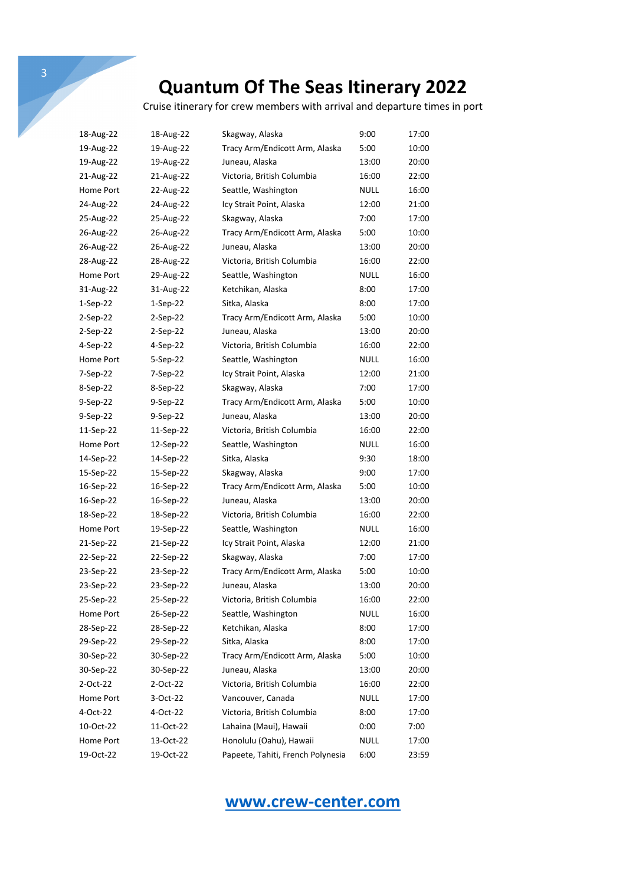# Quantum Of The Seas Itinerary 2022

Cruise itinerary for crew members with arrival and departure times in port

| | | | | |
|---|---|---|---|---|
| 18-Aug-22 | 18-Aug-22 | Skagway, Alaska | 9:00 | 17:00 |
| 19-Aug-22 | 19-Aug-22 | Tracy Arm/Endicott Arm, Alaska | 5:00 | 10:00 |
| 19-Aug-22 | 19-Aug-22 | Juneau, Alaska | 13:00 | 20:00 |
| 21-Aug-22 | 21-Aug-22 | Victoria, British Columbia | 16:00 | 22:00 |
| Home Port | 22-Aug-22 | Seattle, Washington | NULL | 16:00 |
| 24-Aug-22 | 24-Aug-22 | Icy Strait Point, Alaska | 12:00 | 21:00 |
| 25-Aug-22 | 25-Aug-22 | Skagway, Alaska | 7:00 | 17:00 |
| 26-Aug-22 | 26-Aug-22 | Tracy Arm/Endicott Arm, Alaska | 5:00 | 10:00 |
| 26-Aug-22 | 26-Aug-22 | Juneau, Alaska | 13:00 | 20:00 |
| 28-Aug-22 | 28-Aug-22 | Victoria, British Columbia | 16:00 | 22:00 |
| Home Port | 29-Aug-22 | Seattle, Washington | NULL | 16:00 |
| 31-Aug-22 | 31-Aug-22 | Ketchikan, Alaska | 8:00 | 17:00 |
| 1-Sep-22 | 1-Sep-22 | Sitka, Alaska | 8:00 | 17:00 |
| 2-Sep-22 | 2-Sep-22 | Tracy Arm/Endicott Arm, Alaska | 5:00 | 10:00 |
| 2-Sep-22 | 2-Sep-22 | Juneau, Alaska | 13:00 | 20:00 |
| 4-Sep-22 | 4-Sep-22 | Victoria, British Columbia | 16:00 | 22:00 |
| Home Port | 5-Sep-22 | Seattle, Washington | NULL | 16:00 |
| 7-Sep-22 | 7-Sep-22 | Icy Strait Point, Alaska | 12:00 | 21:00 |
| 8-Sep-22 | 8-Sep-22 | Skagway, Alaska | 7:00 | 17:00 |
| 9-Sep-22 | 9-Sep-22 | Tracy Arm/Endicott Arm, Alaska | 5:00 | 10:00 |
| 9-Sep-22 | 9-Sep-22 | Juneau, Alaska | 13:00 | 20:00 |
| 11-Sep-22 | 11-Sep-22 | Victoria, British Columbia | 16:00 | 22:00 |
| Home Port | 12-Sep-22 | Seattle, Washington | NULL | 16:00 |
| 14-Sep-22 | 14-Sep-22 | Sitka, Alaska | 9:30 | 18:00 |
| 15-Sep-22 | 15-Sep-22 | Skagway, Alaska | 9:00 | 17:00 |
| 16-Sep-22 | 16-Sep-22 | Tracy Arm/Endicott Arm, Alaska | 5:00 | 10:00 |
| 16-Sep-22 | 16-Sep-22 | Juneau, Alaska | 13:00 | 20:00 |
| 18-Sep-22 | 18-Sep-22 | Victoria, British Columbia | 16:00 | 22:00 |
| Home Port | 19-Sep-22 | Seattle, Washington | NULL | 16:00 |
| 21-Sep-22 | 21-Sep-22 | Icy Strait Point, Alaska | 12:00 | 21:00 |
| 22-Sep-22 | 22-Sep-22 | Skagway, Alaska | 7:00 | 17:00 |
| 23-Sep-22 | 23-Sep-22 | Tracy Arm/Endicott Arm, Alaska | 5:00 | 10:00 |
| 23-Sep-22 | 23-Sep-22 | Juneau, Alaska | 13:00 | 20:00 |
| 25-Sep-22 | 25-Sep-22 | Victoria, British Columbia | 16:00 | 22:00 |
| Home Port | 26-Sep-22 | Seattle, Washington | NULL | 16:00 |
| 28-Sep-22 | 28-Sep-22 | Ketchikan, Alaska | 8:00 | 17:00 |
| 29-Sep-22 | 29-Sep-22 | Sitka, Alaska | 8:00 | 17:00 |
| 30-Sep-22 | 30-Sep-22 | Tracy Arm/Endicott Arm, Alaska | 5:00 | 10:00 |
| 30-Sep-22 | 30-Sep-22 | Juneau, Alaska | 13:00 | 20:00 |
| 2-Oct-22 | 2-Oct-22 | Victoria, British Columbia | 16:00 | 22:00 |
| Home Port | 3-Oct-22 | Vancouver, Canada | NULL | 17:00 |
| 4-Oct-22 | 4-Oct-22 | Victoria, British Columbia | 8:00 | 17:00 |
| 10-Oct-22 | 11-Oct-22 | Lahaina (Maui), Hawaii | 0:00 | 7:00 |
| Home Port | 13-Oct-22 | Honolulu (Oahu), Hawaii | NULL | 17:00 |
| 19-Oct-22 | 19-Oct-22 | Papeete, Tahiti, French Polynesia | 6:00 | 23:59 |

[www.crew-center.com](http://www.crew-center.com)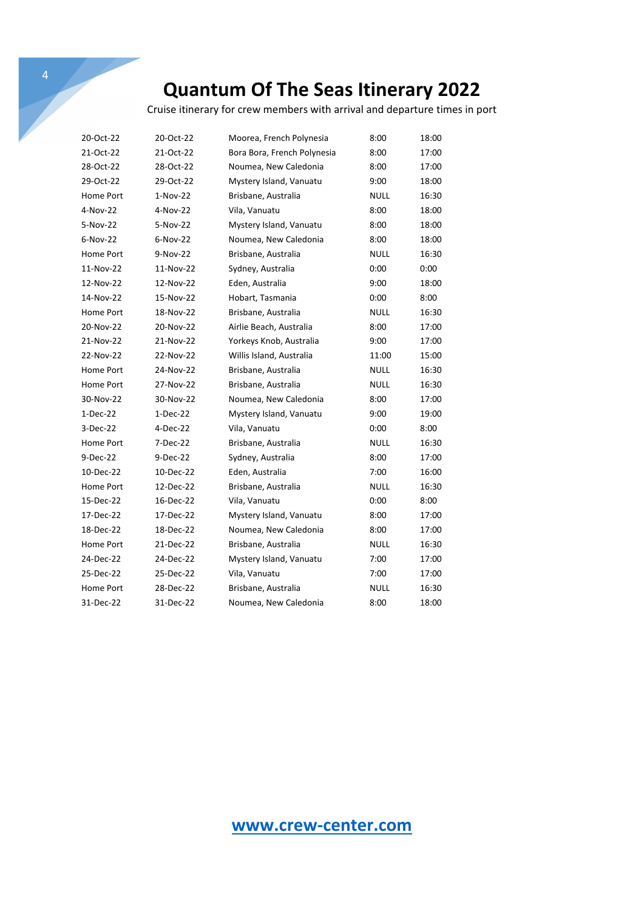# Quantum Of The Seas Itinerary 2022

Cruise itinerary for crew members with arrival and departure times in port

| | | | | |
|---|---|---|---|---|
| 20-Oct-22 | 20-Oct-22 | Moorea, French Polynesia | 8:00 | 18:00 |
| 21-Oct-22 | 21-Oct-22 | Bora Bora, French Polynesia | 8:00 | 17:00 |
| 28-Oct-22 | 28-Oct-22 | Noumea, New Caledonia | 8:00 | 17:00 |
| 29-Oct-22 | 29-Oct-22 | Mystery Island, Vanuatu | 9:00 | 18:00 |
| Home Port | 1-Nov-22 | Brisbane, Australia | NULL | 16:30 |
| 4-Nov-22 | 4-Nov-22 | Vila, Vanuatu | 8:00 | 18:00 |
| 5-Nov-22 | 5-Nov-22 | Mystery Island, Vanuatu | 8:00 | 18:00 |
| 6-Nov-22 | 6-Nov-22 | Noumea, New Caledonia | 8:00 | 18:00 |
| Home Port | 9-Nov-22 | Brisbane, Australia | NULL | 16:30 |
| 11-Nov-22 | 11-Nov-22 | Sydney, Australia | 0:00 | 0:00 |
| 12-Nov-22 | 12-Nov-22 | Eden, Australia | 9:00 | 18:00 |
| 14-Nov-22 | 15-Nov-22 | Hobart, Tasmania | 0:00 | 8:00 |
| Home Port | 18-Nov-22 | Brisbane, Australia | NULL | 16:30 |
| 20-Nov-22 | 20-Nov-22 | Airlie Beach, Australia | 8:00 | 17:00 |
| 21-Nov-22 | 21-Nov-22 | Yorkeys Knob, Australia | 9:00 | 17:00 |
| 22-Nov-22 | 22-Nov-22 | Willis Island, Australia | 11:00 | 15:00 |
| Home Port | 24-Nov-22 | Brisbane, Australia | NULL | 16:30 |
| Home Port | 27-Nov-22 | Brisbane, Australia | NULL | 16:30 |
| 30-Nov-22 | 30-Nov-22 | Noumea, New Caledonia | 8:00 | 17:00 |
| 1-Dec-22 | 1-Dec-22 | Mystery Island, Vanuatu | 9:00 | 19:00 |
| 3-Dec-22 | 4-Dec-22 | Vila, Vanuatu | 0:00 | 8:00 |
| Home Port | 7-Dec-22 | Brisbane, Australia | NULL | 16:30 |
| 9-Dec-22 | 9-Dec-22 | Sydney, Australia | 8:00 | 17:00 |
| 10-Dec-22 | 10-Dec-22 | Eden, Australia | 7:00 | 16:00 |
| Home Port | 12-Dec-22 | Brisbane, Australia | NULL | 16:30 |
| 15-Dec-22 | 16-Dec-22 | Vila, Vanuatu | 0:00 | 8:00 |
| 17-Dec-22 | 17-Dec-22 | Mystery Island, Vanuatu | 8:00 | 17:00 |
| 18-Dec-22 | 18-Dec-22 | Noumea, New Caledonia | 8:00 | 17:00 |
| Home Port | 21-Dec-22 | Brisbane, Australia | NULL | 16:30 |
| 24-Dec-22 | 24-Dec-22 | Mystery Island, Vanuatu | 7:00 | 17:00 |
| 25-Dec-22 | 25-Dec-22 | Vila, Vanuatu | 7:00 | 17:00 |
| Home Port | 28-Dec-22 | Brisbane, Australia | NULL | 16:30 |
| 31-Dec-22 | 31-Dec-22 | Noumea, New Caledonia | 8:00 | 18:00 |

[www.crew-center.com](http://www.crew-center.com)